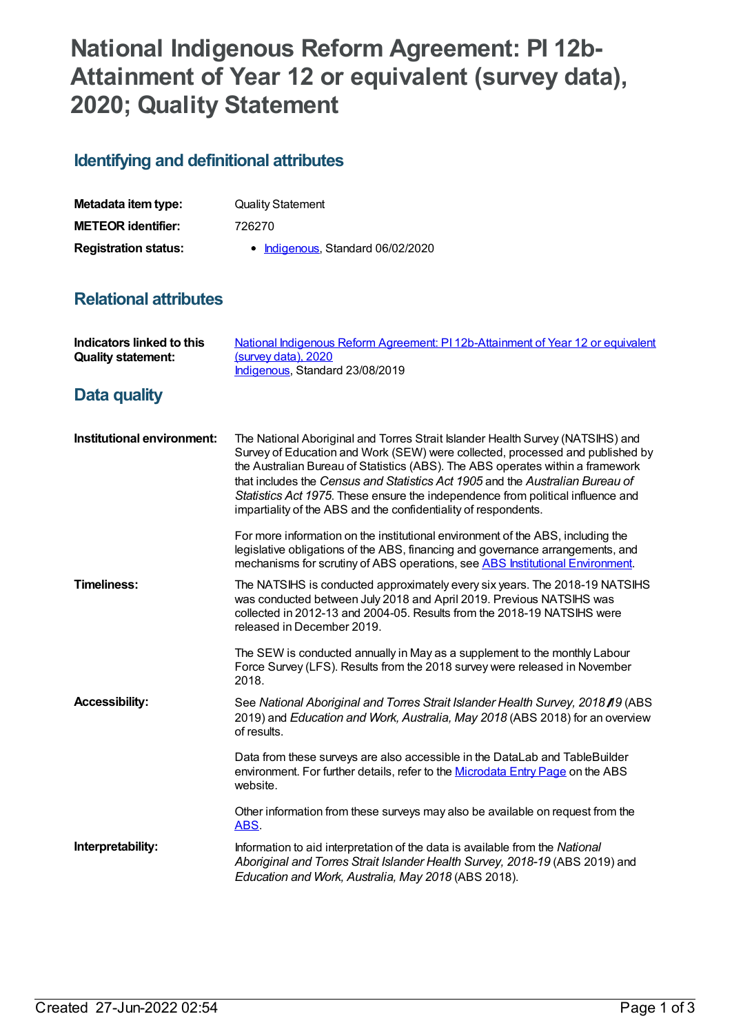# National Indigenous Reform Agreement: PI 12b-Attainment of Year 12 or equivalent (survey data), 2020; Quality Statement

## Identifying and definitional attributes

| | |
|---|---|
| **Metadata item type:** | Quality Statement |
| **METEOR identifier:** | 726270 |
| **Registration status:** | • Indigenous, Standard 06/02/2020 |

## Relational attributes

| | |
|---|---|
| **Indicators linked to this Quality statement:** | National Indigenous Reform Agreement: PI 12b-Attainment of Year 12 or equivalent (survey data), 2020<br>Indigenous, Standard 23/08/2019 |

## Data quality

**Institutional environment:**

The National Aboriginal and Torres Strait Islander Health Survey (NATSIHS) and Survey of Education and Work (SEW) were collected, processed and published by the Australian Bureau of Statistics (ABS). The ABS operates within a framework that includes the *Census and Statistics Act 1905* and the *Australian Bureau of Statistics Act 1975*. These ensure the independence from political influence and impartiality of the ABS and the confidentiality of respondents.

For more information on the institutional environment of the ABS, including the legislative obligations of the ABS, financing and governance arrangements, and mechanisms for scrutiny of ABS operations, see ABS Institutional Environment.

**Timeliness:**

The NATSIHS is conducted approximately every six years. The 2018-19 NATSIHS was conducted between July 2018 and April 2019. Previous NATSIHS was collected in 2012-13 and 2004-05. Results from the 2018-19 NATSIHS were released in December 2019.

The SEW is conducted annually in May as a supplement to the monthly Labour Force Survey (LFS). Results from the 2018 survey were released in November 2018.

**Accessibility:**

See *National Aboriginal and Torres Strait Islander Health Survey, 2018–19* (ABS 2019) and *Education and Work, Australia, May 2018* (ABS 2018) for an overview of results.

Data from these surveys are also accessible in the DataLab and TableBuilder environment. For further details, refer to the Microdata Entry Page on the ABS website.

Other information from these surveys may also be available on request from the ABS.

**Interpretability:**

Information to aid interpretation of the data is available from the *National Aboriginal and Torres Strait Islander Health Survey, 2018-19* (ABS 2019) and *Education and Work, Australia, May 2018* (ABS 2018).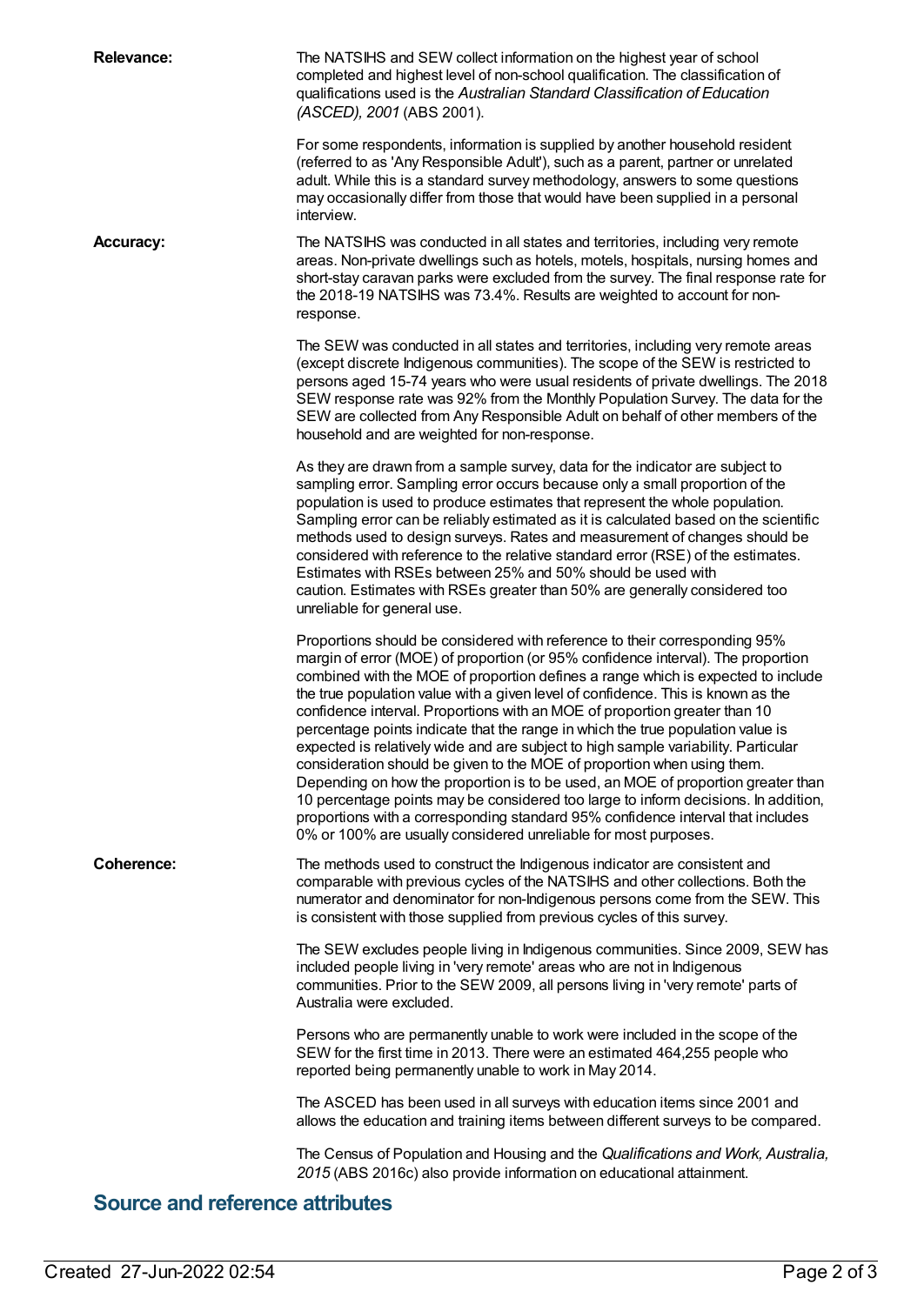**Relevance:** The NATSIHS and SEW collect information on the highest year of school completed and highest level of non-school qualification. The classification of qualifications used is the *Australian Standard Classification of Education (ASCED), 2001* (ABS 2001).

For some respondents, information is supplied by another household resident (referred to as 'Any Responsible Adult'), such as a parent, partner or unrelated adult. While this is a standard survey methodology, answers to some questions may occasionally differ from those that would have been supplied in a personal interview.

**Accuracy:** The NATSIHS was conducted in all states and territories, including very remote areas. Non-private dwellings such as hotels, motels, hospitals, nursing homes and short-stay caravan parks were excluded from the survey. The final response rate for the 2018-19 NATSIHS was 73.4%. Results are weighted to account for non-response.

The SEW was conducted in all states and territories, including very remote areas (except discrete Indigenous communities). The scope of the SEW is restricted to persons aged 15-74 years who were usual residents of private dwellings. The 2018 SEW response rate was 92% from the Monthly Population Survey. The data for the SEW are collected from Any Responsible Adult on behalf of other members of the household and are weighted for non-response.

As they are drawn from a sample survey, data for the indicator are subject to sampling error. Sampling error occurs because only a small proportion of the population is used to produce estimates that represent the whole population. Sampling error can be reliably estimated as it is calculated based on the scientific methods used to design surveys. Rates and measurement of changes should be considered with reference to the relative standard error (RSE) of the estimates. Estimates with RSEs between 25% and 50% should be used with caution. Estimates with RSEs greater than 50% are generally considered too unreliable for general use.

Proportions should be considered with reference to their corresponding 95% margin of error (MOE) of proportion (or 95% confidence interval). The proportion combined with the MOE of proportion defines a range which is expected to include the true population value with a given level of confidence. This is known as the confidence interval. Proportions with an MOE of proportion greater than 10 percentage points indicate that the range in which the true population value is expected is relatively wide and are subject to high sample variability. Particular consideration should be given to the MOE of proportion when using them. Depending on how the proportion is to be used, an MOE of proportion greater than 10 percentage points may be considered too large to inform decisions. In addition, proportions with a corresponding standard 95% confidence interval that includes 0% or 100% are usually considered unreliable for most purposes.

**Coherence:** The methods used to construct the Indigenous indicator are consistent and comparable with previous cycles of the NATSIHS and other collections. Both the numerator and denominator for non-Indigenous persons come from the SEW. This is consistent with those supplied from previous cycles of this survey.

The SEW excludes people living in Indigenous communities. Since 2009, SEW has included people living in 'very remote' areas who are not in Indigenous communities. Prior to the SEW 2009, all persons living in 'very remote' parts of Australia were excluded.

Persons who are permanently unable to work were included in the scope of the SEW for the first time in 2013. There were an estimated 464,255 people who reported being permanently unable to work in May 2014.

The ASCED has been used in all surveys with education items since 2001 and allows the education and training items between different surveys to be compared.

The Census of Population and Housing and the *Qualifications and Work, Australia, 2015* (ABS 2016c) also provide information on educational attainment.

## Source and reference attributes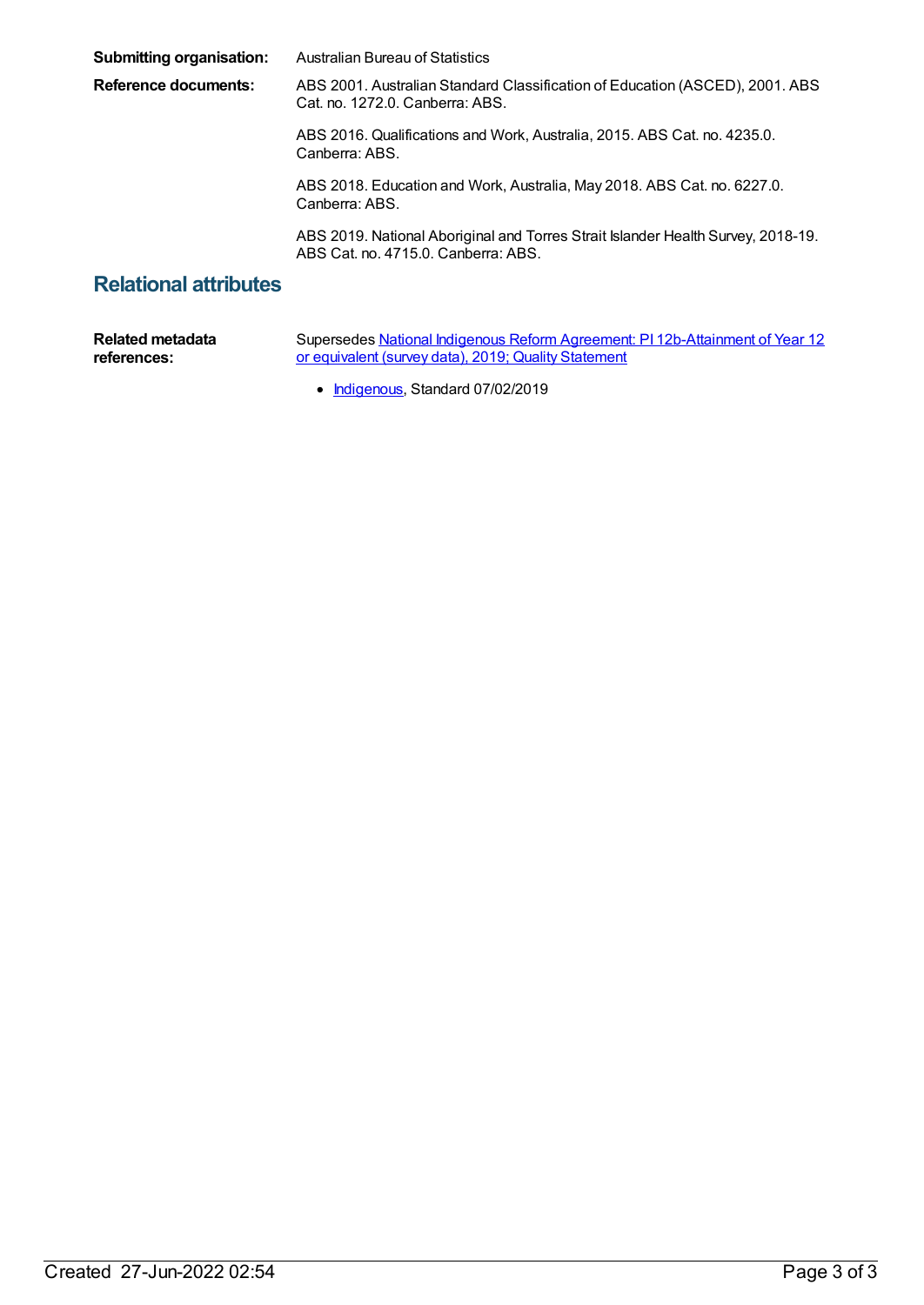**Submitting organisation:** Australian Bureau of Statistics

**Reference documents:** ABS 2001. Australian Standard Classification of Education (ASCED), 2001. ABS Cat. no. 1272.0. Canberra: ABS.

ABS 2016. Qualifications and Work, Australia, 2015. ABS Cat. no. 4235.0. Canberra: ABS.

ABS 2018. Education and Work, Australia, May 2018. ABS Cat. no. 6227.0. Canberra: ABS.

ABS 2019. National Aboriginal and Torres Strait Islander Health Survey, 2018-19. ABS Cat. no. 4715.0. Canberra: ABS.

## Relational attributes

**Related metadata references:** Supersedes National Indigenous Reform Agreement: PI 12b-Attainment of Year 12 or equivalent (survey data), 2019; Quality Statement

- Indigenous, Standard 07/02/2019